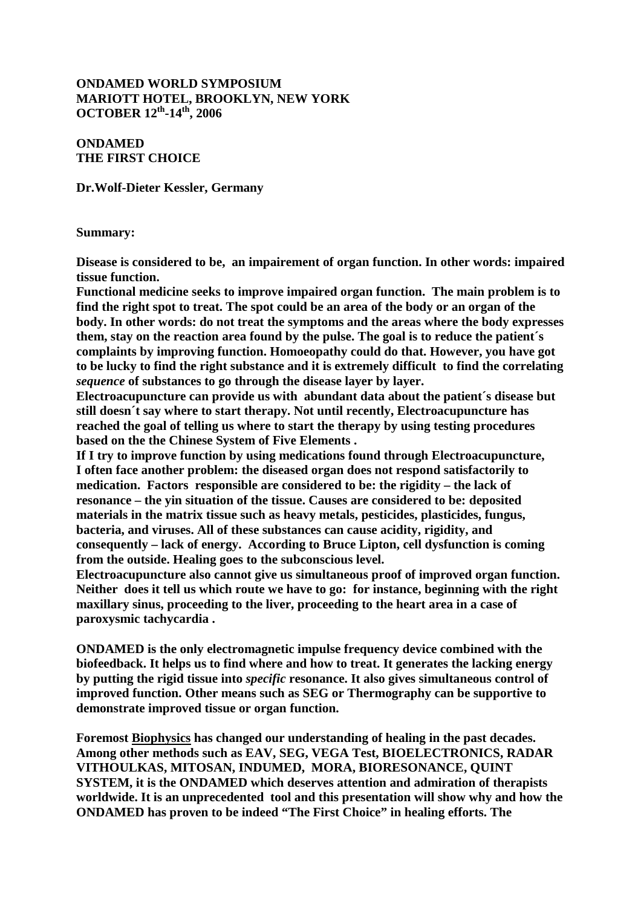**ONDAMED WORLD SYMPOSIUM**
**MARIOTT HOTEL, BROOKLYN, NEW YORK**
**OCTOBER 12th-14th, 2006**

**ONDAMED**
**THE FIRST CHOICE**

**Dr.Wolf-Dieter Kessler, Germany**

**Summary:**

**Disease is considered to be, an impairement of organ function. In other words: impaired tissue function.**

**Functional medicine seeks to improve impaired organ function. The main problem is to find the right spot to treat. The spot could be an area of the body or an organ of the body. In other words: do not treat the symptoms and the areas where the body expresses them, stay on the reaction area found by the pulse. The goal is to reduce the patient´s complaints by improving function. Homoeopathy could do that. However, you have got to be lucky to find the right substance and it is extremely difficult to find the correlating *sequence* of substances to go through the disease layer by layer.**

**Electroacupuncture can provide us with abundant data about the patient´s disease but still doesn´t say where to start therapy. Not until recently, Electroacupuncture has reached the goal of telling us where to start the therapy by using testing procedures based on the the Chinese System of Five Elements .**

**If I try to improve function by using medications found through Electroacupuncture, I often face another problem: the diseased organ does not respond satisfactorily to medication. Factors responsible are considered to be: the rigidity – the lack of resonance – the yin situation of the tissue. Causes are considered to be: deposited materials in the matrix tissue such as heavy metals, pesticides, plasticides, fungus, bacteria, and viruses. All of these substances can cause acidity, rigidity, and consequently – lack of energy. According to Bruce Lipton, cell dysfunction is coming from the outside. Healing goes to the subconscious level.**

**Electroacupuncture also cannot give us simultaneous proof of improved organ function. Neither does it tell us which route we have to go: for instance, beginning with the right maxillary sinus, proceeding to the liver, proceeding to the heart area in a case of paroxysmic tachycardia .**

**ONDAMED is the only electromagnetic impulse frequency device combined with the biofeedback. It helps us to find where and how to treat. It generates the lacking energy by putting the rigid tissue into *specific* resonance. It also gives simultaneous control of improved function. Other means such as SEG or Thermography can be supportive to demonstrate improved tissue or organ function.**

**Foremost <u>Biophysics</u> has changed our understanding of healing in the past decades. Among other methods such as EAV, SEG, VEGA Test, BIOELECTRONICS, RADAR VITHOULKAS, MITOSAN, INDUMED, MORA, BIORESONANCE, QUINT SYSTEM, it is the ONDAMED which deserves attention and admiration of therapists worldwide. It is an unprecedented tool and this presentation will show why and how the ONDAMED has proven to be indeed "The First Choice" in healing efforts. The**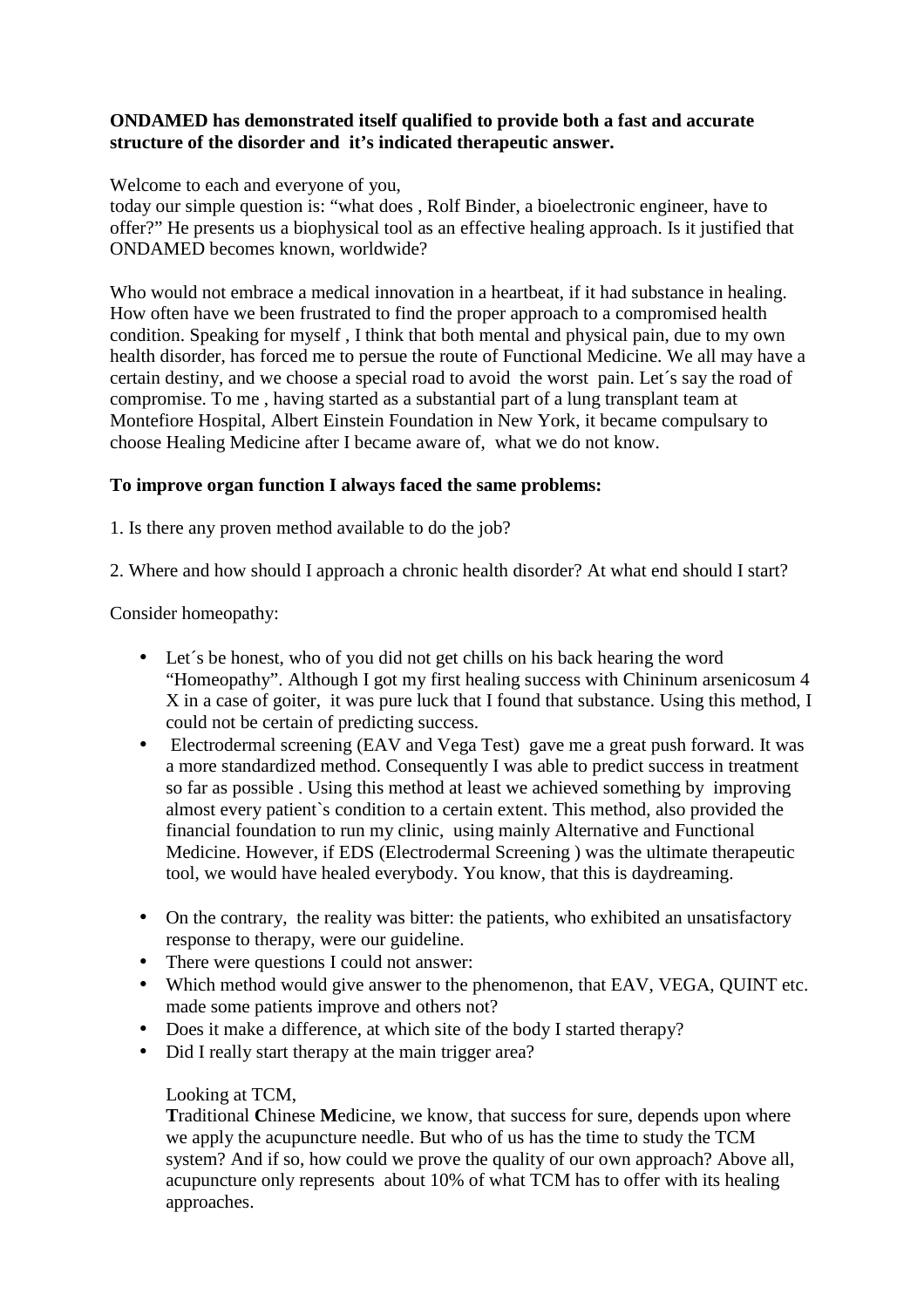**ONDAMED has demonstrated itself qualified to provide both a fast and accurate structure of the disorder and it's indicated therapeutic answer.**

Welcome to each and everyone of you,
today our simple question is: "what does , Rolf Binder, a bioelectronic engineer, have to offer?" He presents us a biophysical tool as an effective healing approach. Is it justified that ONDAMED becomes known, worldwide?

Who would not embrace a medical innovation in a heartbeat, if it had substance in healing. How often have we been frustrated to find the proper approach to a compromised health condition. Speaking for myself , I think that both mental and physical pain, due to my own health disorder, has forced me to persue the route of Functional Medicine. We all may have a certain destiny, and we choose a special road to avoid the worst pain. Let´s say the road of compromise. To me , having started as a substantial part of a lung transplant team at Montefiore Hospital, Albert Einstein Foundation in New York, it became compulsary to choose Healing Medicine after I became aware of, what we do not know.

**To improve organ function I always faced the same problems:**

1. Is there any proven method available to do the job?

2. Where and how should I approach a chronic health disorder? At what end should I start?

Consider homeopathy:

- Let´s be honest, who of you did not get chills on his back hearing the word "Homeopathy". Although I got my first healing success with Chininum arsenicosum 4 X in a case of goiter, it was pure luck that I found that substance. Using this method, I could not be certain of predicting success.
- Electrodermal screening (EAV and Vega Test) gave me a great push forward. It was a more standardized method. Consequently I was able to predict success in treatment so far as possible . Using this method at least we achieved something by improving almost every patient`s condition to a certain extent. This method, also provided the financial foundation to run my clinic, using mainly Alternative and Functional Medicine. However, if EDS (Electrodermal Screening ) was the ultimate therapeutic tool, we would have healed everybody. You know, that this is daydreaming.

- On the contrary, the reality was bitter: the patients, who exhibited an unsatisfactory response to therapy, were our guideline.
- There were questions I could not answer:
- Which method would give answer to the phenomenon, that EAV, VEGA, QUINT etc. made some patients improve and others not?
- Does it make a difference, at which site of the body I started therapy?
- Did I really start therapy at the main trigger area?

  Looking at TCM,
  **T**raditional **C**hinese **M**edicine, we know, that success for sure, depends upon where we apply the acupuncture needle. But who of us has the time to study the TCM system? And if so, how could we prove the quality of our own approach? Above all, acupuncture only represents about 10% of what TCM has to offer with its healing approaches.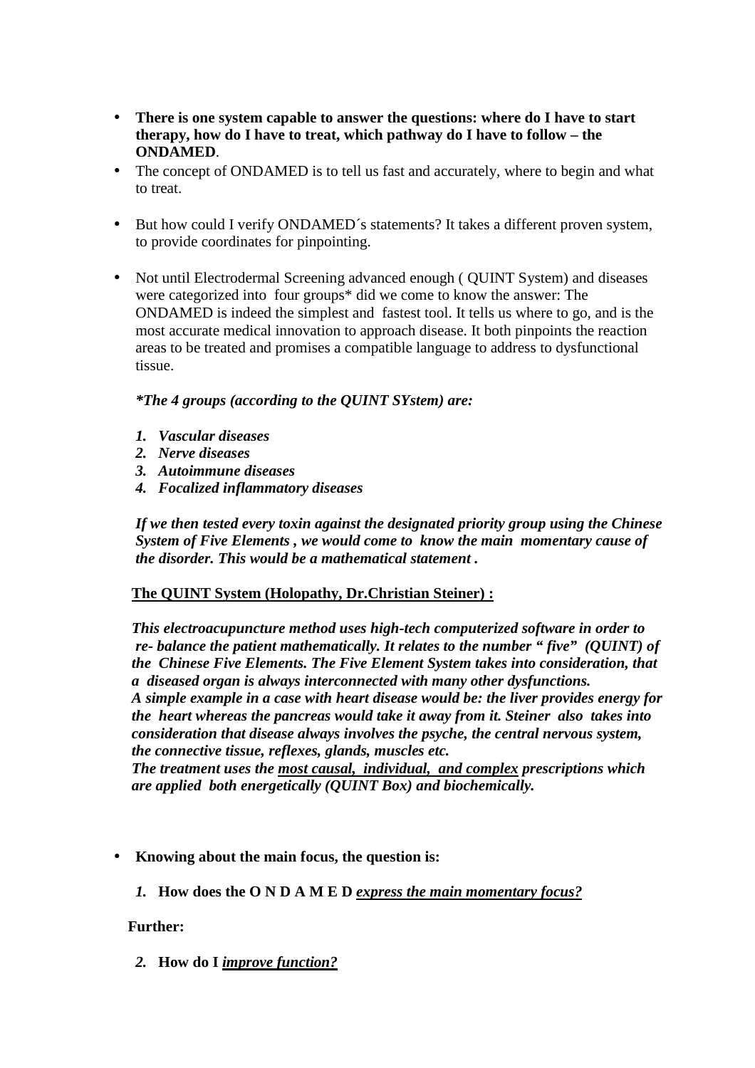- **There is one system capable to answer the questions: where do I have to start therapy, how do I have to treat, which pathway do I have to follow – the ONDAMED**.
- The concept of ONDAMED is to tell us fast and accurately, where to begin and what to treat.

- But how could I verify ONDAMED´s statements? It takes a different proven system, to provide coordinates for pinpointing.

- Not until Electrodermal Screening advanced enough ( QUINT System) and diseases were categorized into four groups* did we come to know the answer: The ONDAMED is indeed the simplest and fastest tool. It tells us where to go, and is the most accurate medical innovation to approach disease. It both pinpoints the reaction areas to be treated and promises a compatible language to address to dysfunctional tissue.

  ***The 4 groups (according to the QUINT SYstem) are:***

  1. ***Vascular diseases***
  2. ***Nerve diseases***
  3. ***Autoimmune diseases***
  4. ***Focalized inflammatory diseases***

  ***If we then tested every toxin against the designated priority group using the Chinese System of Five Elements , we would come to know the main momentary cause of the disorder. This would be a mathematical statement .***

  **<u>The QUINT System (Holopathy, Dr.Christian Steiner) :</u>**

  ***This electroacupuncture method uses high-tech computerized software in order to re- balance the patient mathematically. It relates to the number " five" (QUINT) of the Chinese Five Elements. The Five Element System takes into consideration, that a diseased organ is always interconnected with many other dysfunctions.***
  ***A simple example in a case with heart disease would be: the liver provides energy for the heart whereas the pancreas would take it away from it. Steiner also takes into consideration that disease always involves the psyche, the central nervous system, the connective tissue, reflexes, glands, muscles etc.***
  ***The treatment uses the <u>most causal, individual, and complex</u> prescriptions which are applied both energetically (QUINT Box) and biochemically.***

- **Knowing about the main focus, the question is:**

  1. **How does the O N D A M E D *<u>express the main momentary focus?</u>***

  **Further:**

  2. **How do I *<u>improve function?</u>***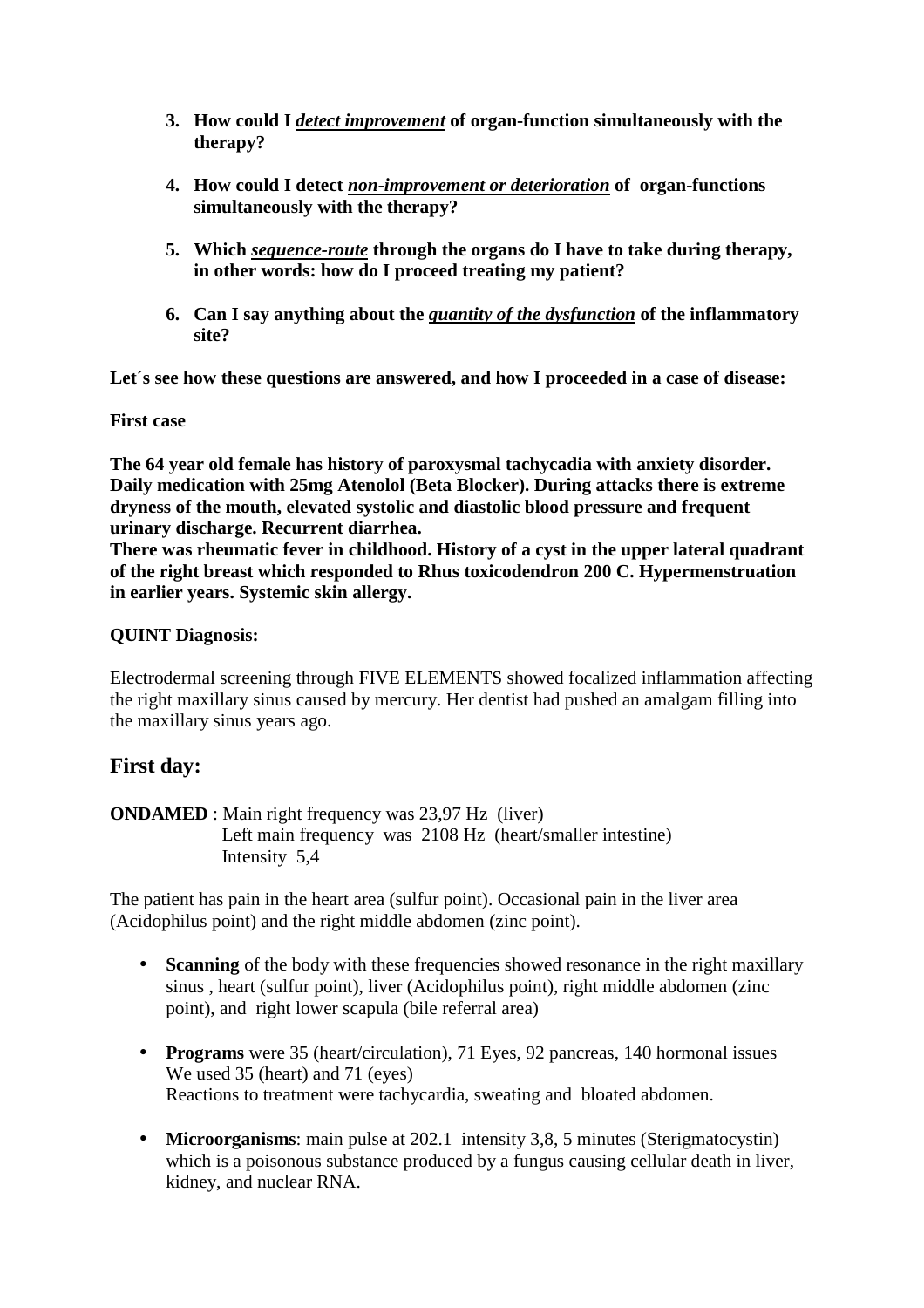3. **How could I *detect improvement* of organ-function simultaneously with the therapy?**

4. **How could I detect *non-improvement or deterioration* of organ-functions simultaneously with the therapy?**

5. **Which *sequence-route* through the organs do I have to take during therapy, in other words: how do I proceed treating my patient?**

6. **Can I say anything about the *quantity of the dysfunction* of the inflammatory site?**

**Let´s see how these questions are answered, and how I proceeded in a case of disease:**

**First case**

**The 64 year old female has history of paroxysmal tachycadia with anxiety disorder. Daily medication with 25mg Atenolol (Beta Blocker). During attacks there is extreme dryness of the mouth, elevated systolic and diastolic blood pressure and frequent urinary discharge. Recurrent diarrhea.**
**There was rheumatic fever in childhood. History of a cyst in the upper lateral quadrant of the right breast which responded to Rhus toxicodendron 200 C. Hypermenstruation in earlier years. Systemic skin allergy.**

**QUINT Diagnosis:**

Electrodermal screening through FIVE ELEMENTS showed focalized inflammation affecting the right maxillary sinus caused by mercury. Her dentist had pushed an amalgam filling into the maxillary sinus years ago.

## First day:

**ONDAMED** : Main right frequency was 23,97 Hz (liver)
Left main frequency was 2108 Hz (heart/smaller intestine)
Intensity 5,4

The patient has pain in the heart area (sulfur point). Occasional pain in the liver area (Acidophilus point) and the right middle abdomen (zinc point).

- **Scanning** of the body with these frequencies showed resonance in the right maxillary sinus , heart (sulfur point), liver (Acidophilus point), right middle abdomen (zinc point), and right lower scapula (bile referral area)

- **Programs** were 35 (heart/circulation), 71 Eyes, 92 pancreas, 140 hormonal issues
  We used 35 (heart) and 71 (eyes)
  Reactions to treatment were tachycardia, sweating and bloated abdomen.

- **Microorganisms**: main pulse at 202.1 intensity 3,8, 5 minutes (Sterigmatocystin) which is a poisonous substance produced by a fungus causing cellular death in liver, kidney, and nuclear RNA.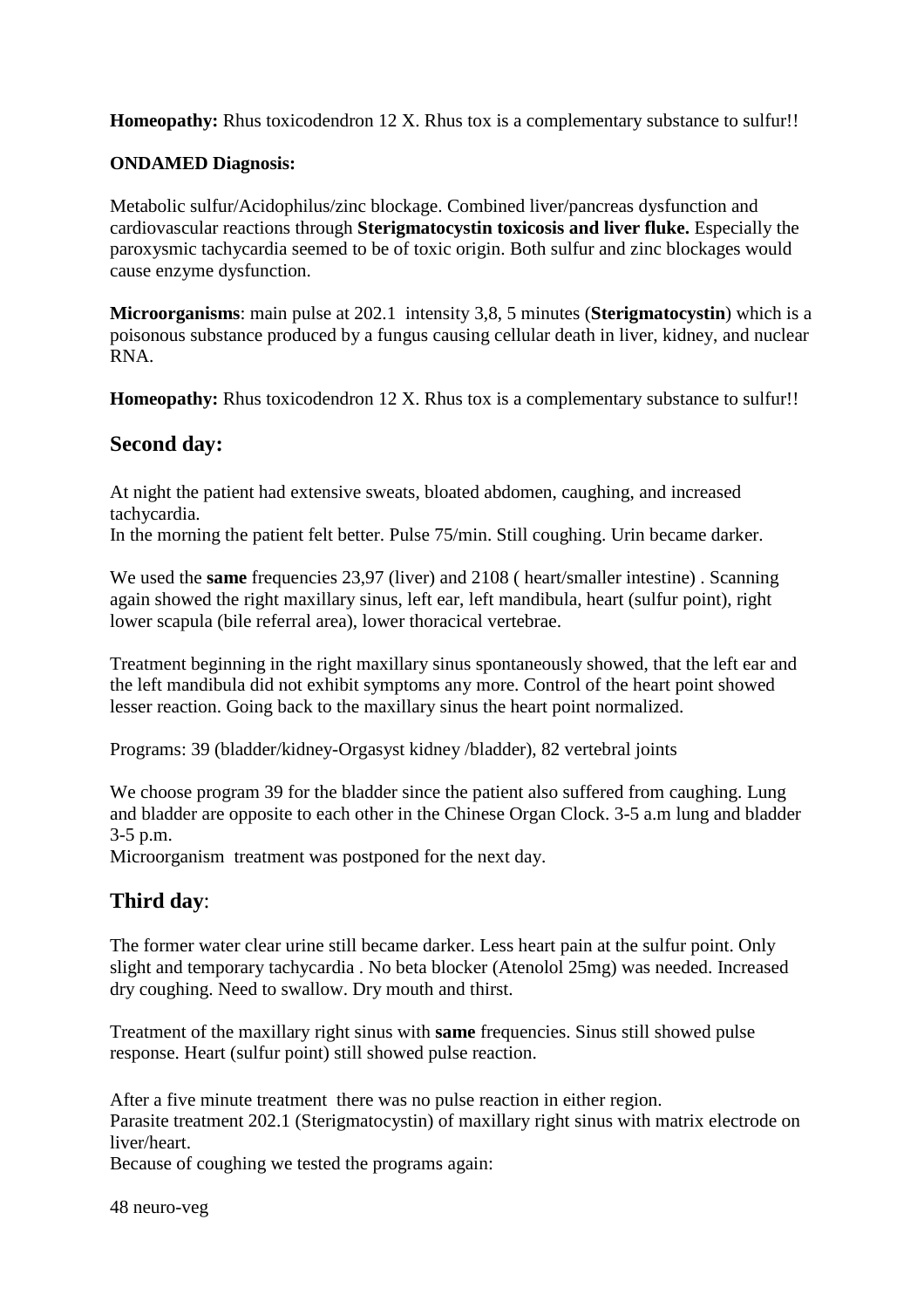**Homeopathy:** Rhus toxicodendron 12 X. Rhus tox is a complementary substance to sulfur!!

**ONDAMED Diagnosis:**

Metabolic sulfur/Acidophilus/zinc blockage. Combined liver/pancreas dysfunction and cardiovascular reactions through **Sterigmatocystin toxicosis and liver fluke.** Especially the paroxysmic tachycardia seemed to be of toxic origin. Both sulfur and zinc blockages would cause enzyme dysfunction.

**Microorganisms**: main pulse at 202.1 intensity 3,8, 5 minutes (**Sterigmatocystin**) which is a poisonous substance produced by a fungus causing cellular death in liver, kidney, and nuclear RNA.

**Homeopathy:** Rhus toxicodendron 12 X. Rhus tox is a complementary substance to sulfur!!

## Second day:

At night the patient had extensive sweats, bloated abdomen, caughing, and increased tachycardia.
In the morning the patient felt better. Pulse 75/min. Still coughing. Urin became darker.

We used the **same** frequencies 23,97 (liver) and 2108 ( heart/smaller intestine) . Scanning again showed the right maxillary sinus, left ear, left mandibula, heart (sulfur point), right lower scapula (bile referral area), lower thoracical vertebrae.

Treatment beginning in the right maxillary sinus spontaneously showed, that the left ear and the left mandibula did not exhibit symptoms any more. Control of the heart point showed lesser reaction. Going back to the maxillary sinus the heart point normalized.

Programs: 39 (bladder/kidney-Orgasyst kidney /bladder), 82 vertebral joints

We choose program 39 for the bladder since the patient also suffered from caughing. Lung and bladder are opposite to each other in the Chinese Organ Clock. 3-5 a.m lung and bladder 3-5 p.m.
Microorganism treatment was postponed for the next day.

## Third day:

The former water clear urine still became darker. Less heart pain at the sulfur point. Only slight and temporary tachycardia . No beta blocker (Atenolol 25mg) was needed. Increased dry coughing. Need to swallow. Dry mouth and thirst.

Treatment of the maxillary right sinus with **same** frequencies. Sinus still showed pulse response. Heart (sulfur point) still showed pulse reaction.

After a five minute treatment there was no pulse reaction in either region.
Parasite treatment 202.1 (Sterigmatocystin) of maxillary right sinus with matrix electrode on liver/heart.
Because of coughing we tested the programs again:

48 neuro-veg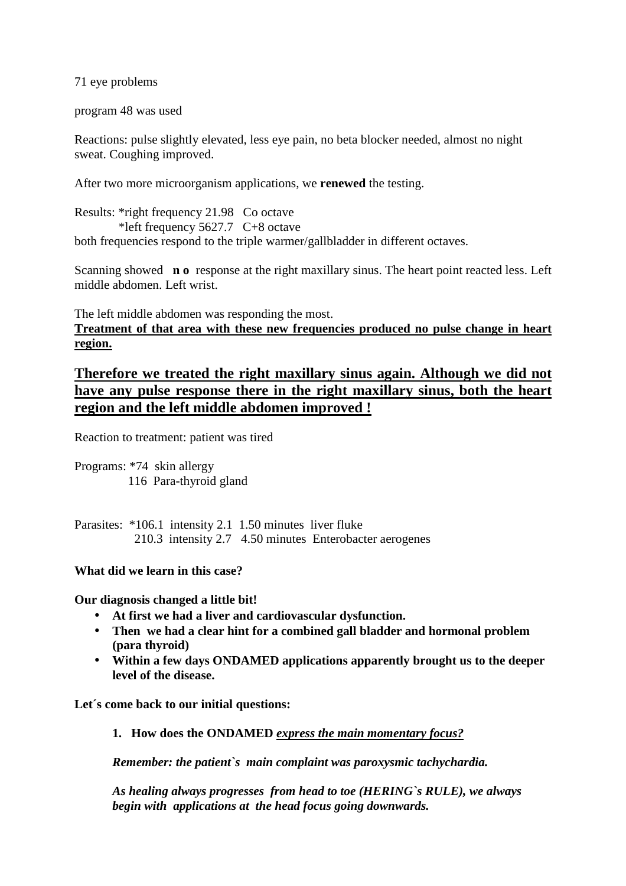71 eye problems

program 48 was used

Reactions: pulse slightly elevated, less eye pain, no beta blocker needed, almost no night sweat. Coughing improved.

After two more microorganism applications, we **renewed** the testing.

Results: *right frequency 21.98 Co octave
*left frequency 5627.7 C+8 octave
both frequencies respond to the triple warmer/gallbladder in different octaves.

Scanning showed **n o** response at the right maxillary sinus. The heart point reacted less. Left middle abdomen. Left wrist.

The left middle abdomen was responding the most.
**Treatment of that area with these new frequencies produced no pulse change in heart region.**

**Therefore we treated the right maxillary sinus again. Although we did not have any pulse response there in the right maxillary sinus, both the heart region and the left middle abdomen improved !**

Reaction to treatment: patient was tired

Programs: *74 skin allergy
116 Para-thyroid gland

Parasites: *106.1 intensity 2.1 1.50 minutes liver fluke
210.3 intensity 2.7 4.50 minutes Enterobacter aerogenes

**What did we learn in this case?**

**Our diagnosis changed a little bit!**

- **At first we had a liver and cardiovascular dysfunction.**
- **Then we had a clear hint for a combined gall bladder and hormonal problem (para thyroid)**
- **Within a few days ONDAMED applications apparently brought us to the deeper level of the disease.**

**Let´s come back to our initial questions:**

1. **How does the ONDAMED *express the main momentary focus?***

***Remember: the patient`s main complaint was paroxysmic tachychardia.***

***As healing always progresses from head to toe (HERING`s RULE), we always begin with applications at the head focus going downwards.***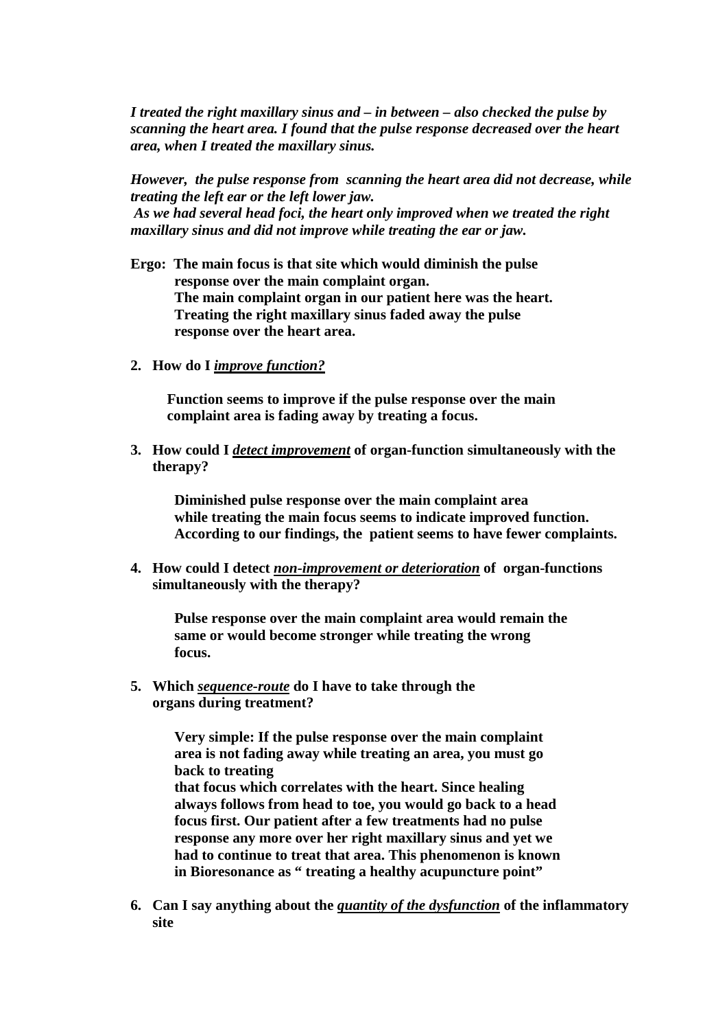*I treated the right maxillary sinus and – in between – also checked the pulse by scanning the heart area. I found that the pulse response decreased over the heart area, when I treated the maxillary sinus.*

*However, the pulse response from scanning the heart area did not decrease, while treating the left ear or the left lower jaw.*
*As we had several head foci, the heart only improved when we treated the right maxillary sinus and did not improve while treating the ear or jaw.*

**Ergo: The main focus is that site which would diminish the pulse response over the main complaint organ.
The main complaint organ in our patient here was the heart.
Treating the right maxillary sinus faded away the pulse response over the heart area.**

2. **How do I *improve function?***

   **Function seems to improve if the pulse response over the main complaint area is fading away by treating a focus.**

3. **How could I *detect improvement* of organ-function simultaneously with the therapy?**

   **Diminished pulse response over the main complaint area while treating the main focus seems to indicate improved function. According to our findings, the patient seems to have fewer complaints.**

4. **How could I detect *non-improvement or deterioration* of organ-functions simultaneously with the therapy?**

   **Pulse response over the main complaint area would remain the same or would become stronger while treating the wrong focus.**

5. **Which *sequence-route* do I have to take through the organs during treatment?**

   **Very simple: If the pulse response over the main complaint area is not fading away while treating an area, you must go back to treating
   that focus which correlates with the heart. Since healing always follows from head to toe, you would go back to a head focus first. Our patient after a few treatments had no pulse response any more over her right maxillary sinus and yet we had to continue to treat that area. This phenomenon is known in Bioresonance as " treating a healthy acupuncture point"**

6. **Can I say anything about the *quantity of the dysfunction* of the inflammatory site**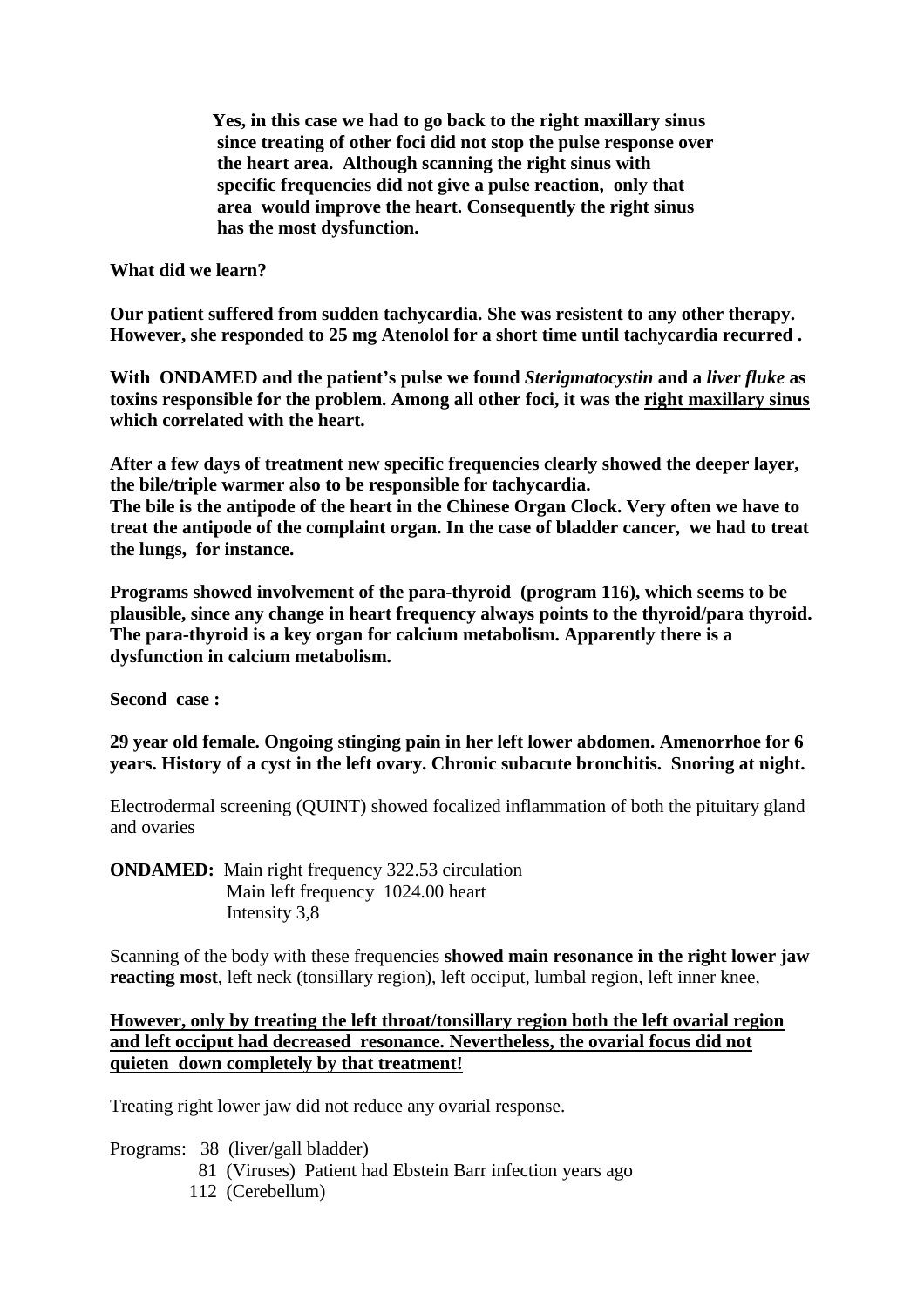**Yes, in this case we had to go back to the right maxillary sinus since treating of other foci did not stop the pulse response over the heart area. Although scanning the right sinus with specific frequencies did not give a pulse reaction, only that area would improve the heart. Consequently the right sinus has the most dysfunction.**

**What did we learn?**

**Our patient suffered from sudden tachycardia. She was resistent to any other therapy. However, she responded to 25 mg Atenolol for a short time until tachycardia recurred .**

**With ONDAMED and the patient's pulse we found *Sterigmatocystin* and a *liver fluke* as toxins responsible for the problem. Among all other foci, it was the <u>right maxillary sinus</u> which correlated with the heart.**

**After a few days of treatment new specific frequencies clearly showed the deeper layer, the bile/triple warmer also to be responsible for tachycardia.**
**The bile is the antipode of the heart in the Chinese Organ Clock. Very often we have to treat the antipode of the complaint organ. In the case of bladder cancer, we had to treat the lungs, for instance.**

**Programs showed involvement of the para-thyroid (program 116), which seems to be plausible, since any change in heart frequency always points to the thyroid/para thyroid. The para-thyroid is a key organ for calcium metabolism. Apparently there is a dysfunction in calcium metabolism.**

**Second case :**

**29 year old female. Ongoing stinging pain in her left lower abdomen. Amenorrhoe for 6 years. History of a cyst in the left ovary. Chronic subacute bronchitis. Snoring at night.**

Electrodermal screening (QUINT) showed focalized inflammation of both the pituitary gland and ovaries

**ONDAMED:** Main right frequency 322.53 circulation
Main left frequency 1024.00 heart
Intensity 3,8

Scanning of the body with these frequencies **showed main resonance in the right lower jaw reacting most**, left neck (tonsillary region), left occiput, lumbal region, left inner knee,

**<u>However, only by treating the left throat/tonsillary region both the left ovarial region and left occiput had decreased resonance. Nevertheless, the ovarial focus did not quieten down completely by that treatment!</u>**

Treating right lower jaw did not reduce any ovarial response.

Programs: 38 (liver/gall bladder)
81 (Viruses) Patient had Ebstein Barr infection years ago
112 (Cerebellum)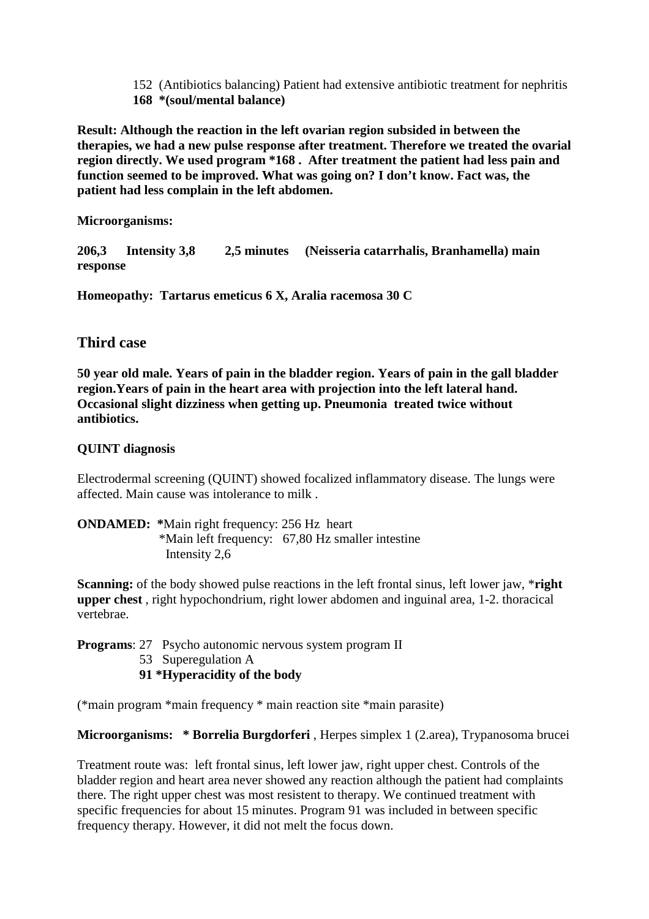152 (Antibiotics balancing) Patient had extensive antibiotic treatment for nephritis
**168 *(soul/mental balance)**

**Result: Although the reaction in the left ovarian region subsided in between the therapies, we had a new pulse response after treatment. Therefore we treated the ovarial region directly. We used program *168 . After treatment the patient had less pain and function seemed to be improved. What was going on? I don't know. Fact was, the patient had less complain in the left abdomen.**

**Microorganisms:**

**206,3 Intensity 3,8 2,5 minutes (Neisseria catarrhalis, Branhamella) main response**

**Homeopathy: Tartarus emeticus 6 X, Aralia racemosa 30 C**

## Third case

**50 year old male. Years of pain in the bladder region. Years of pain in the gall bladder region.Years of pain in the heart area with projection into the left lateral hand. Occasional slight dizziness when getting up. Pneumonia treated twice without antibiotics.**

**QUINT diagnosis**

Electrodermal screening (QUINT) showed focalized inflammatory disease. The lungs were affected. Main cause was intolerance to milk .

**ONDAMED:** ***Main right frequency: 256 Hz heart
*Main left frequency: 67,80 Hz smaller intestine
Intensity 2,6

**Scanning:** of the body showed pulse reactions in the left frontal sinus, left lower jaw, ***right upper chest** , right hypochondrium, right lower abdomen and inguinal area, 1-2. thoracical vertebrae.

**Programs**: 27 Psycho autonomic nervous system program II
53 Superegulation A
**91 *Hyperacidity of the body**

(*main program *main frequency * main reaction site *main parasite)

**Microorganisms: * Borrelia Burgdorferi** , Herpes simplex 1 (2.area), Trypanosoma brucei

Treatment route was: left frontal sinus, left lower jaw, right upper chest. Controls of the bladder region and heart area never showed any reaction although the patient had complaints there. The right upper chest was most resistent to therapy. We continued treatment with specific frequencies for about 15 minutes. Program 91 was included in between specific frequency therapy. However, it did not melt the focus down.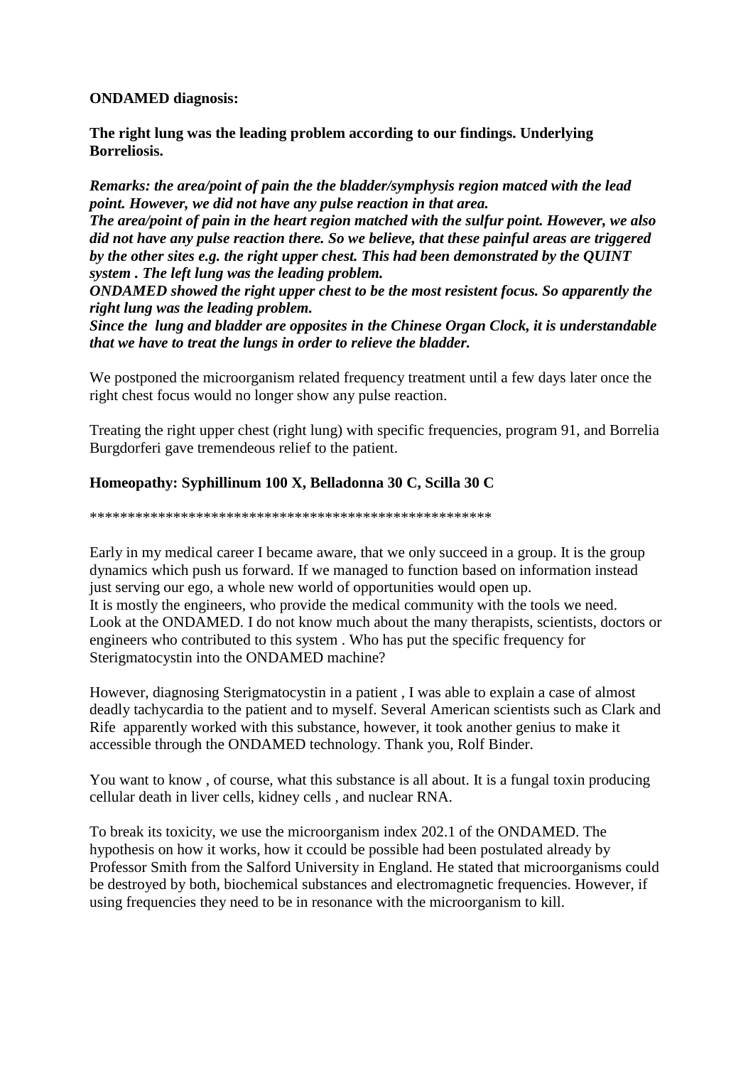**ONDAMED diagnosis:**

**The right lung was the leading problem according to our findings. Underlying Borreliosis.**

***Remarks: the area/point of pain the the bladder/symphysis region matced with the lead point. However, we did not have any pulse reaction in that area.***
***The area/point of pain in the heart region matched with the sulfur point. However, we also did not have any pulse reaction there. So we believe, that these painful areas are triggered by the other sites e.g. the right upper chest. This had been demonstrated by the QUINT system . The left lung was the leading problem.***
***ONDAMED showed the right upper chest to be the most resistent focus. So apparently the right lung was the leading problem.***
***Since the lung and bladder are opposites in the Chinese Organ Clock, it is understandable that we have to treat the lungs in order to relieve the bladder.***

We postponed the microorganism related frequency treatment until a few days later once the right chest focus would no longer show any pulse reaction.

Treating the right upper chest (right lung) with specific frequencies, program 91, and Borrelia Burgdorferi gave tremendeous relief to the patient.

**Homeopathy: Syphillinum 100 X, Belladonna 30 C, Scilla 30 C**

*****************************************************

Early in my medical career I became aware, that we only succeed in a group. It is the group dynamics which push us forward. If we managed to function based on information instead just serving our ego, a whole new world of opportunities would open up.
It is mostly the engineers, who provide the medical community with the tools we need. Look at the ONDAMED. I do not know much about the many therapists, scientists, doctors or engineers who contributed to this system . Who has put the specific frequency for Sterigmatocystin into the ONDAMED machine?

However, diagnosing Sterigmatocystin in a patient , I was able to explain a case of almost deadly tachycardia to the patient and to myself. Several American scientists such as Clark and Rife apparently worked with this substance, however, it took another genius to make it accessible through the ONDAMED technology. Thank you, Rolf Binder.

You want to know , of course, what this substance is all about. It is a fungal toxin producing cellular death in liver cells, kidney cells , and nuclear RNA.

To break its toxicity, we use the microorganism index 202.1 of the ONDAMED. The hypothesis on how it works, how it ccould be possible had been postulated already by Professor Smith from the Salford University in England. He stated that microorganisms could be destroyed by both, biochemical substances and electromagnetic frequencies. However, if using frequencies they need to be in resonance with the microorganism to kill.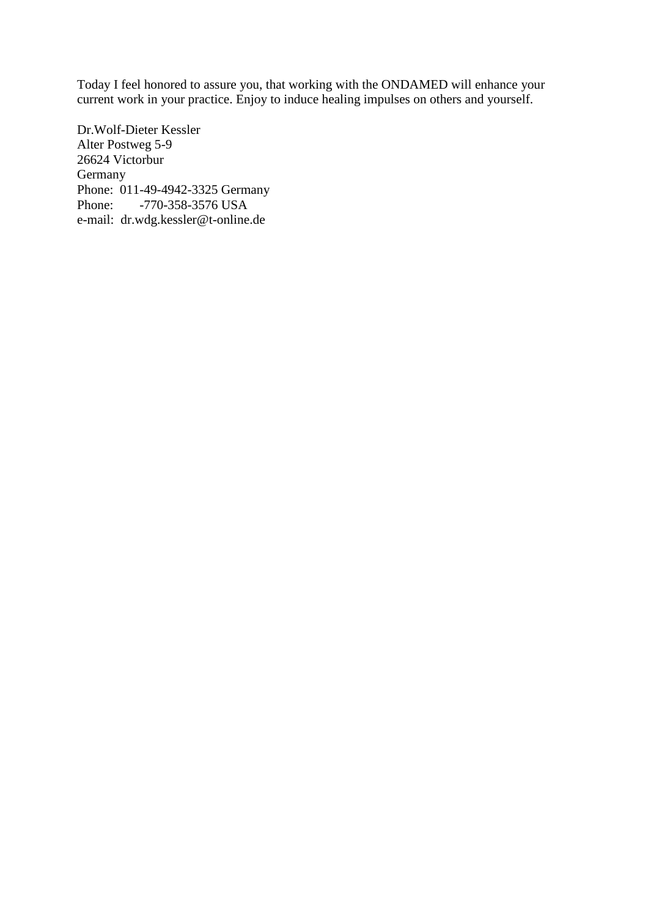Today I feel honored to assure you, that working with the ONDAMED will enhance your current work in your practice. Enjoy to induce healing impulses on others and yourself.

Dr.Wolf-Dieter Kessler
Alter Postweg 5-9
26624 Victorbur
Germany
Phone: 011-49-4942-3325 Germany
Phone: -770-358-3576 USA
e-mail: dr.wdg.kessler@t-online.de